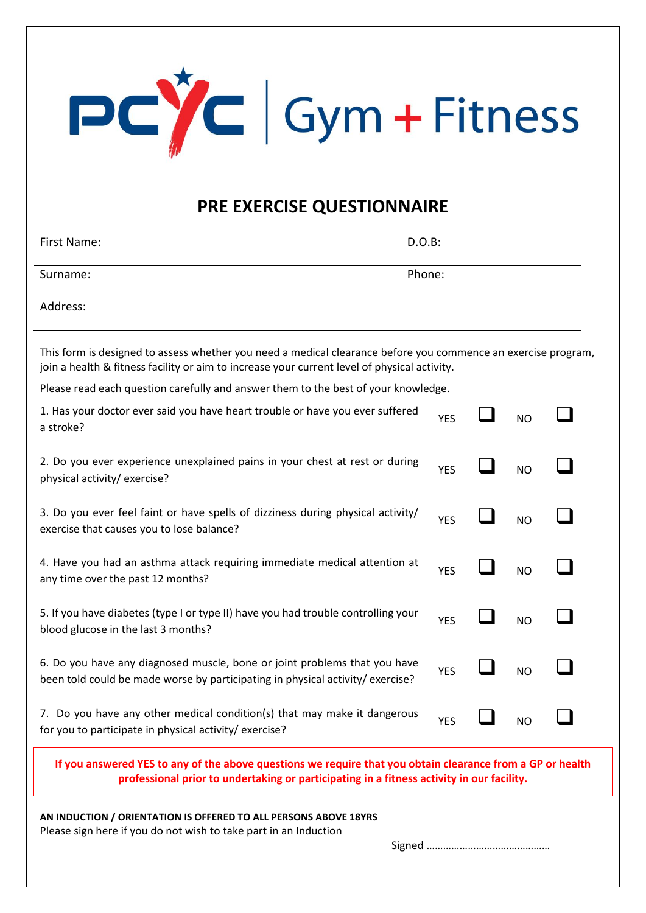PCYC | Gym + Fitness

# PRE EXERCISE QUESTIONNAIRE

| First Name: | D.O.B: |
|---|---|
| Surname: | Phone: |
| Address: | |

This form is designed to assess whether you need a medical clearance before you commence an exercise program, join a health & fitness facility or aim to increase your current level of physical activity.

Please read each question carefully and answer them to the best of your knowledge.

| Question | YES | NO |
|---|---|---|
| 1. Has your doctor ever said you have heart trouble or have you ever suffered a stroke? | ☐ | ☐ |
| 2. Do you ever experience unexplained pains in your chest at rest or during physical activity/ exercise? | ☐ | ☐ |
| 3. Do you ever feel faint or have spells of dizziness during physical activity/ exercise that causes you to lose balance? | ☐ | ☐ |
| 4. Have you had an asthma attack requiring immediate medical attention at any time over the past 12 months? | ☐ | ☐ |
| 5. If you have diabetes (type I or type II) have you had trouble controlling your blood glucose in the last 3 months? | ☐ | ☐ |
| 6. Do you have any diagnosed muscle, bone or joint problems that you have been told could be made worse by participating in physical activity/ exercise? | ☐ | ☐ |
| 7. Do you have any other medical condition(s) that may make it dangerous for you to participate in physical activity/ exercise? | ☐ | ☐ |

**If you answered YES to any of the above questions we require that you obtain clearance from a GP or health professional prior to undertaking or participating in a fitness activity in our facility.**

**AN INDUCTION / ORIENTATION IS OFFERED TO ALL PERSONS ABOVE 18YRS**

Please sign here if you do not wish to take part in an Induction

Signed ……………………………………….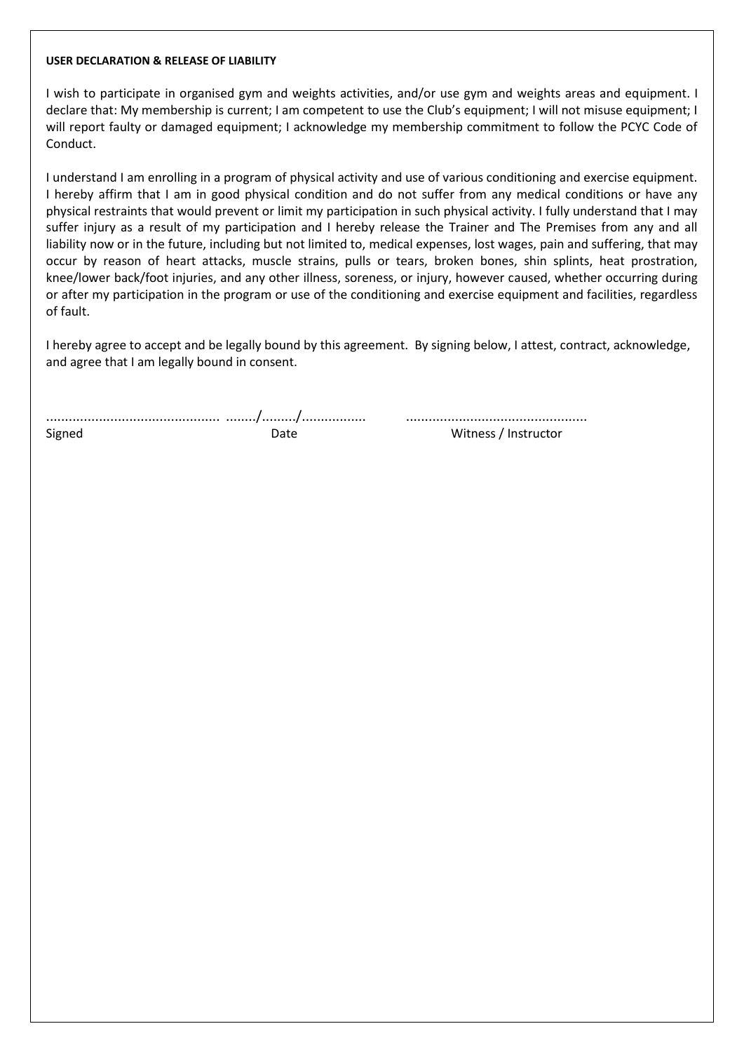**USER DECLARATION & RELEASE OF LIABILITY**

I wish to participate in organised gym and weights activities, and/or use gym and weights areas and equipment. I declare that: My membership is current; I am competent to use the Club's equipment; I will not misuse equipment; I will report faulty or damaged equipment; I acknowledge my membership commitment to follow the PCYC Code of Conduct.

I understand I am enrolling in a program of physical activity and use of various conditioning and exercise equipment. I hereby affirm that I am in good physical condition and do not suffer from any medical conditions or have any physical restraints that would prevent or limit my participation in such physical activity. I fully understand that I may suffer injury as a result of my participation and I hereby release the Trainer and The Premises from any and all liability now or in the future, including but not limited to, medical expenses, lost wages, pain and suffering, that may occur by reason of heart attacks, muscle strains, pulls or tears, broken bones, shin splints, heat prostration, knee/lower back/foot injuries, and any other illness, soreness, or injury, however caused, whether occurring during or after my participation in the program or use of the conditioning and exercise equipment and facilities, regardless of fault.

I hereby agree to accept and be legally bound by this agreement. By signing below, I attest, contract, acknowledge, and agree that I am legally bound in consent.

............................................. ......../........./................. ................................................

Signed Date Witness / Instructor